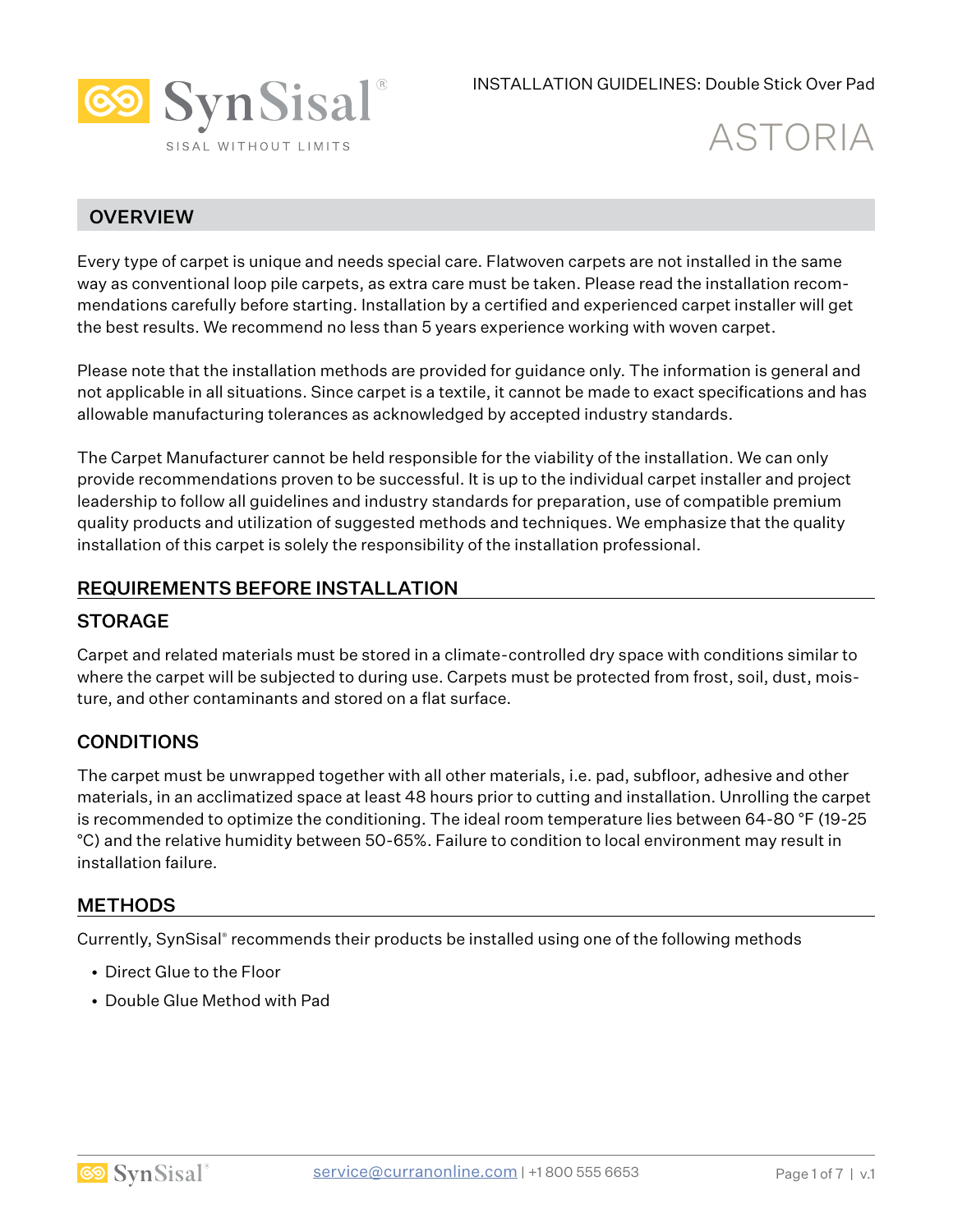SynSisal®

SISAL WITHOUT LIMITS

INSTALLATION GUIDELINES: Double Stick Over Pad

# ASTORIA

## OVERVIEW

Every type of carpet is unique and needs special care. Flatwoven carpets are not installed in the same way as conventional loop pile carpets, as extra care must be taken. Please read the installation recommendations carefully before starting. Installation by a certified and experienced carpet installer will get the best results. We recommend no less than 5 years experience working with woven carpet.

Please note that the installation methods are provided for guidance only. The information is general and not applicable in all situations. Since carpet is a textile, it cannot be made to exact specifications and has allowable manufacturing tolerances as acknowledged by accepted industry standards.

The Carpet Manufacturer cannot be held responsible for the viability of the installation. We can only provide recommendations proven to be successful. It is up to the individual carpet installer and project leadership to follow all guidelines and industry standards for preparation, use of compatible premium quality products and utilization of suggested methods and techniques. We emphasize that the quality installation of this carpet is solely the responsibility of the installation professional.

## REQUIREMENTS BEFORE INSTALLATION

### STORAGE

Carpet and related materials must be stored in a climate-controlled dry space with conditions similar to where the carpet will be subjected to during use. Carpets must be protected from frost, soil, dust, moisture, and other contaminants and stored on a flat surface.

### CONDITIONS

The carpet must be unwrapped together with all other materials, i.e. pad, subfloor, adhesive and other materials, in an acclimatized space at least 48 hours prior to cutting and installation. Unrolling the carpet is recommended to optimize the conditioning. The ideal room temperature lies between 64-80 °F (19-25 °C) and the relative humidity between 50-65%. Failure to condition to local environment may result in installation failure.

## METHODS

Currently, SynSisal® recommends their products be installed using one of the following methods

- Direct Glue to the Floor
- Double Glue Method with Pad

service@curranonline.com | +1 800 555 6653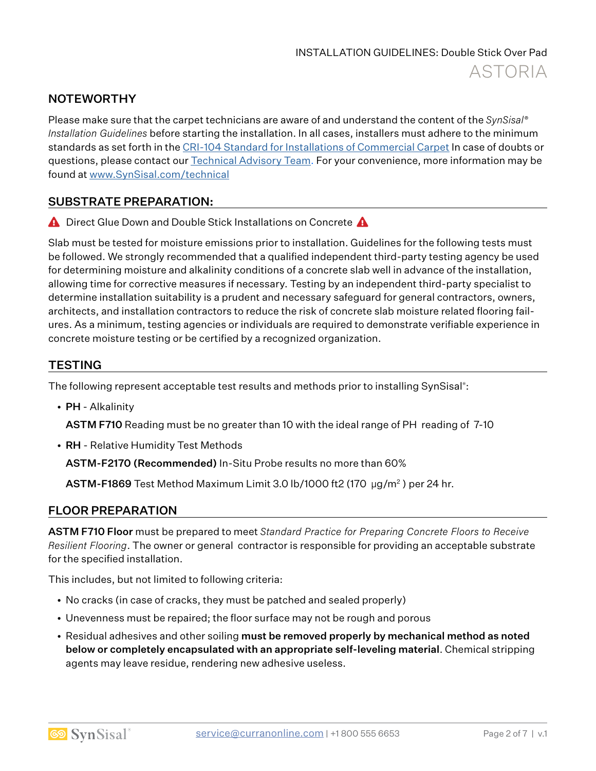## NOTEWORTHY

Please make sure that the carpet technicians are aware of and understand the content of the *SynSisal® Installation Guidelines* before starting the installation. In all cases, installers must adhere to the minimum standards as set forth in the [CRI-104 Standard for Installations of Commercial Carpet] In case of doubts or questions, please contact our [Technical Advisory Team.] For your convenience, more information may be found at [www.SynSisal.com/technical]

## SUBSTRATE PREPARATION:

⚠ Direct Glue Down and Double Stick Installations on Concrete ⚠

Slab must be tested for moisture emissions prior to installation. Guidelines for the following tests must be followed. We strongly recommended that a qualified independent third-party testing agency be used for determining moisture and alkalinity conditions of a concrete slab well in advance of the installation, allowing time for corrective measures if necessary. Testing by an independent third-party specialist to determine installation suitability is a prudent and necessary safeguard for general contractors, owners, architects, and installation contractors to reduce the risk of concrete slab moisture related flooring failures. As a minimum, testing agencies or individuals are required to demonstrate verifiable experience in concrete moisture testing or be certified by a recognized organization.

## TESTING

The following represent acceptable test results and methods prior to installing SynSisal®:

- **PH** - Alkalinity

  **ASTM F710** Reading must be no greater than 10 with the ideal range of PH reading of 7-10

- **RH** - Relative Humidity Test Methods

  **ASTM-F2170 (Recommended)** In-Situ Probe results no more than 60%

  **ASTM-F1869** Test Method Maximum Limit 3.0 lb/1000 ft2 (170 µg/m$^2$ ) per 24 hr.

## FLOOR PREPARATION

**ASTM F710 Floor** must be prepared to meet *Standard Practice for Preparing Concrete Floors to Receive Resilient Flooring*. The owner or general contractor is responsible for providing an acceptable substrate for the specified installation.

This includes, but not limited to following criteria:

- No cracks (in case of cracks, they must be patched and sealed properly)
- Unevenness must be repaired; the floor surface may not be rough and porous
- Residual adhesives and other soiling **must be removed properly by mechanical method as noted below or completely encapsulated with an appropriate self-leveling material**. Chemical stripping agents may leave residue, rendering new adhesive useless.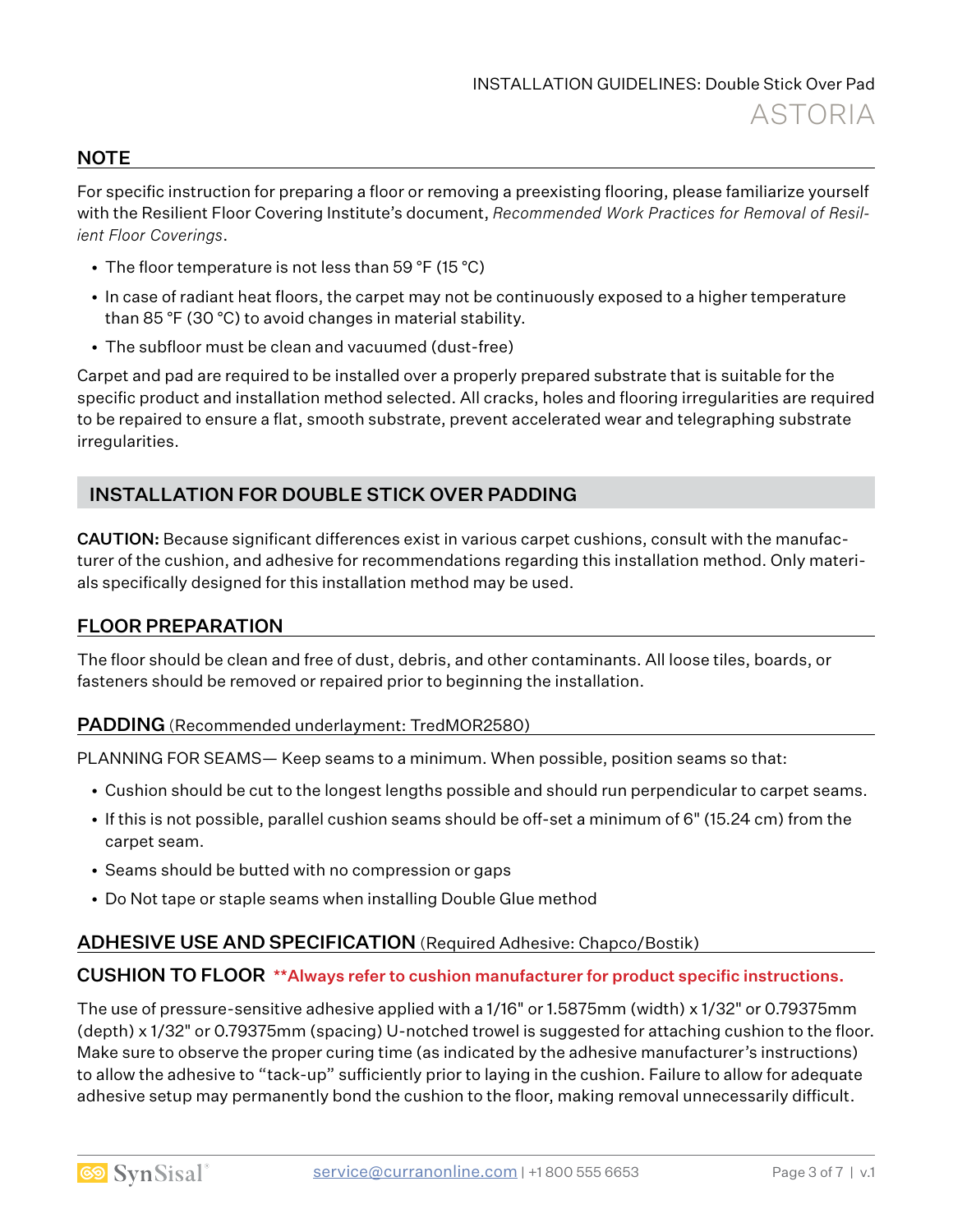## NOTE

For specific instruction for preparing a floor or removing a preexisting flooring, please familiarize yourself with the Resilient Floor Covering Institute's document, *Recommended Work Practices for Removal of Resilient Floor Coverings*.

- The floor temperature is not less than 59 °F (15 °C)
- In case of radiant heat floors, the carpet may not be continuously exposed to a higher temperature than 85 °F (30 °C) to avoid changes in material stability.
- The subfloor must be clean and vacuumed (dust-free)

Carpet and pad are required to be installed over a properly prepared substrate that is suitable for the specific product and installation method selected. All cracks, holes and flooring irregularities are required to be repaired to ensure a flat, smooth substrate, prevent accelerated wear and telegraphing substrate irregularities.

## INSTALLATION FOR DOUBLE STICK OVER PADDING

**CAUTION:** Because significant differences exist in various carpet cushions, consult with the manufacturer of the cushion, and adhesive for recommendations regarding this installation method. Only materials specifically designed for this installation method may be used.

## FLOOR PREPARATION

The floor should be clean and free of dust, debris, and other contaminants. All loose tiles, boards, or fasteners should be removed or repaired prior to beginning the installation.

### PADDING (Recommended underlayment: TredMOR2580)

PLANNING FOR SEAMS— Keep seams to a minimum. When possible, position seams so that:

- Cushion should be cut to the longest lengths possible and should run perpendicular to carpet seams.
- If this is not possible, parallel cushion seams should be off-set a minimum of 6" (15.24 cm) from the carpet seam.
- Seams should be butted with no compression or gaps
- Do Not tape or staple seams when installing Double Glue method

### ADHESIVE USE AND SPECIFICATION (Required Adhesive: Chapco/Bostik)

### CUSHION TO FLOOR **\*\*Always refer to cushion manufacturer for product specific instructions.**

The use of pressure-sensitive adhesive applied with a 1/16" or 1.5875mm (width) x 1/32" or 0.79375mm (depth) x 1/32" or 0.79375mm (spacing) U-notched trowel is suggested for attaching cushion to the floor. Make sure to observe the proper curing time (as indicated by the adhesive manufacturer's instructions) to allow the adhesive to "tack-up" sufficiently prior to laying in the cushion. Failure to allow for adequate adhesive setup may permanently bond the cushion to the floor, making removal unnecessarily difficult.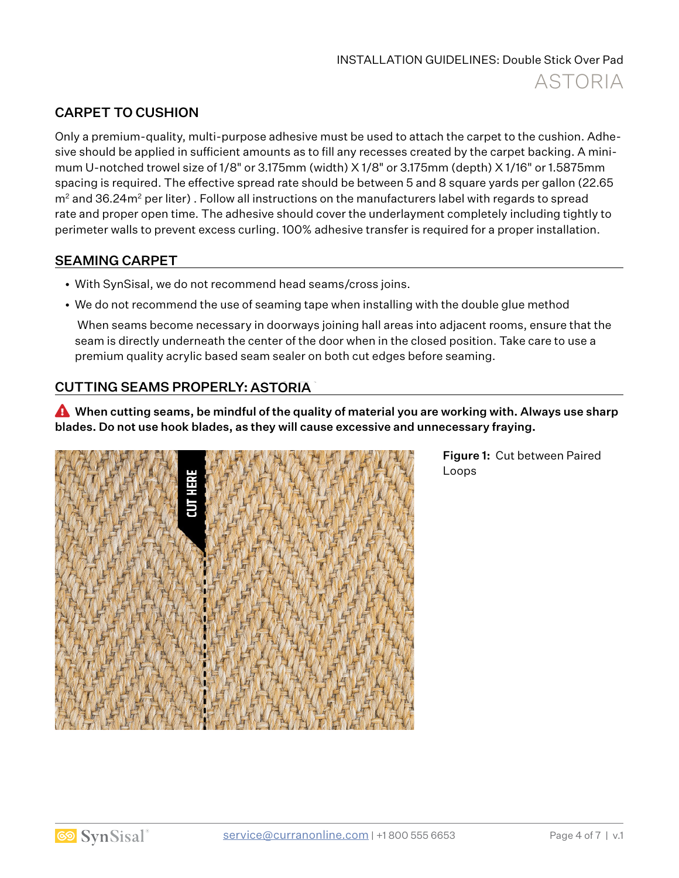## CARPET TO CUSHION

Only a premium-quality, multi-purpose adhesive must be used to attach the carpet to the cushion. Adhesive should be applied in sufficient amounts as to fill any recesses created by the carpet backing. A minimum U-notched trowel size of 1/8" or 3.175mm (width) X 1/8" or 3.175mm (depth) X 1/16" or 1.5875mm spacing is required. The effective spread rate should be between 5 and 8 square yards per gallon (22.65 $m^2$ and 36.24$m^2$ per liter) . Follow all instructions on the manufacturers label with regards to spread rate and proper open time. The adhesive should cover the underlayment completely including tightly to perimeter walls to prevent excess curling. 100% adhesive transfer is required for a proper installation.

## SEAMING CARPET

- With SynSisal, we do not recommend head seams/cross joins.
- We do not recommend the use of seaming tape when installing with the double glue method

  When seams become necessary in doorways joining hall areas into adjacent rooms, ensure that the seam is directly underneath the center of the door when in the closed position. Take care to use a premium quality acrylic based seam sealer on both cut edges before seaming.

## CUTTING SEAMS PROPERLY: ASTORIA

**When cutting seams, be mindful of the quality of material you are working with. Always use sharp blades. Do not use hook blades, as they will cause excessive and unnecessary fraying.**

CUT HERE

**Figure 1:** Cut between Paired Loops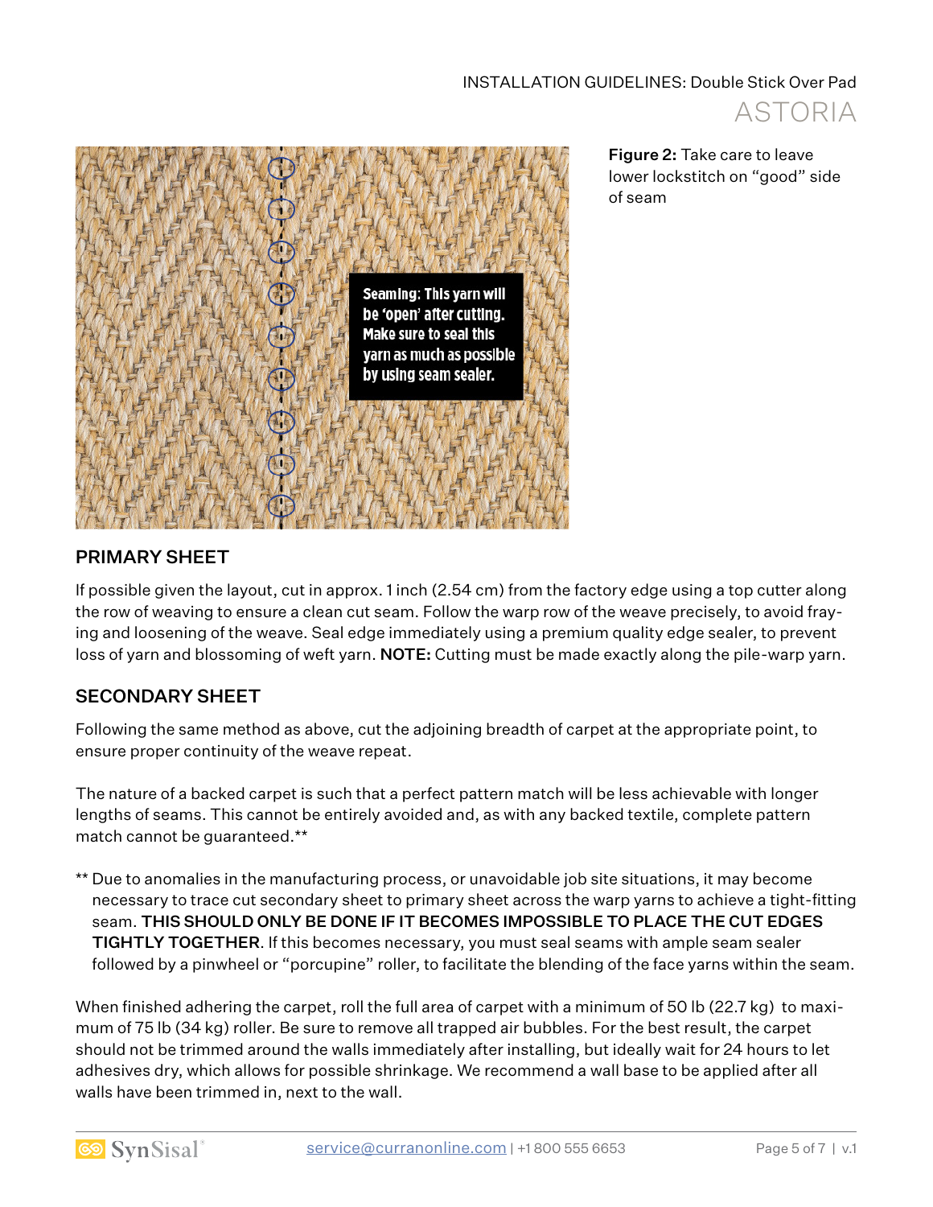Seaming: This yarn will be 'open' after cutting. Make sure to seal this yarn as much as possible by using seam sealer.

**Figure 2:** Take care to leave lower lockstitch on "good" side of seam

## PRIMARY SHEET

If possible given the layout, cut in approx. 1 inch (2.54 cm) from the factory edge using a top cutter along the row of weaving to ensure a clean cut seam. Follow the warp row of the weave precisely, to avoid fraying and loosening of the weave. Seal edge immediately using a premium quality edge sealer, to prevent loss of yarn and blossoming of weft yarn. **NOTE:** Cutting must be made exactly along the pile-warp yarn.

## SECONDARY SHEET

Following the same method as above, cut the adjoining breadth of carpet at the appropriate point, to ensure proper continuity of the weave repeat.

The nature of a backed carpet is such that a perfect pattern match will be less achievable with longer lengths of seams. This cannot be entirely avoided and, as with any backed textile, complete pattern match cannot be guaranteed.**

** Due to anomalies in the manufacturing process, or unavoidable job site situations, it may become necessary to trace cut secondary sheet to primary sheet across the warp yarns to achieve a tight-fitting seam. **THIS SHOULD ONLY BE DONE IF IT BECOMES IMPOSSIBLE TO PLACE THE CUT EDGES TIGHTLY TOGETHER**. If this becomes necessary, you must seal seams with ample seam sealer followed by a pinwheel or "porcupine" roller, to facilitate the blending of the face yarns within the seam.

When finished adhering the carpet, roll the full area of carpet with a minimum of 50 lb (22.7 kg) to maximum of 75 lb (34 kg) roller. Be sure to remove all trapped air bubbles. For the best result, the carpet should not be trimmed around the walls immediately after installing, but ideally wait for 24 hours to let adhesives dry, which allows for possible shrinkage. We recommend a wall base to be applied after all walls have been trimmed in, next to the wall.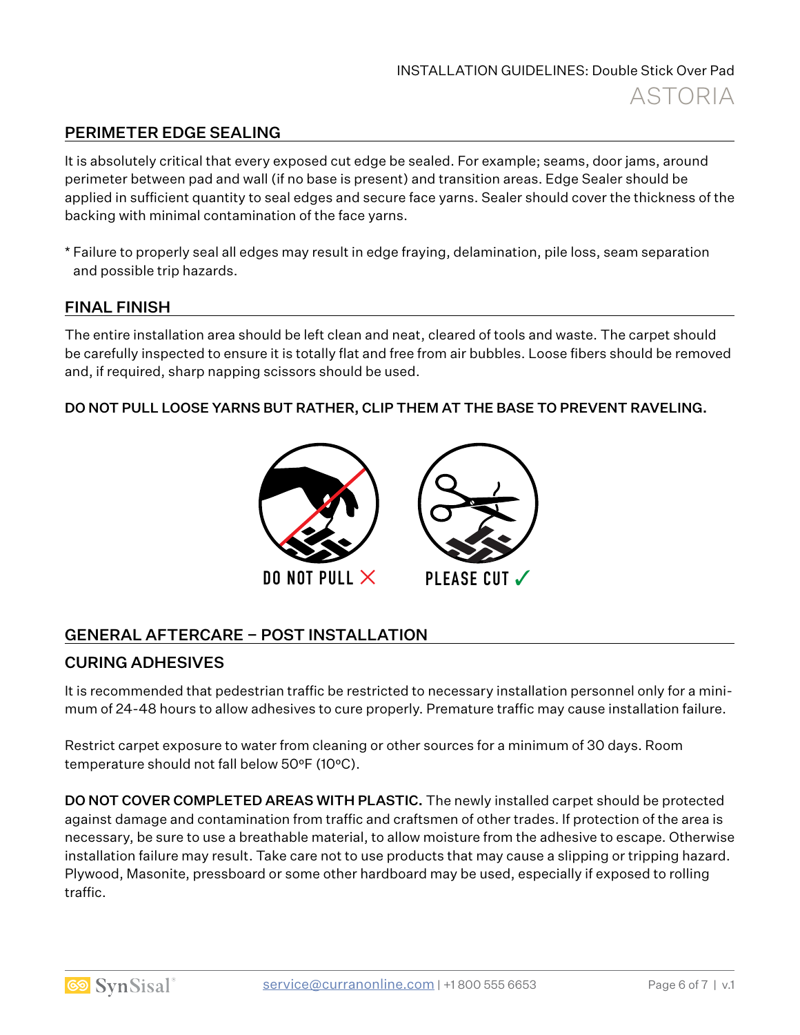## PERIMETER EDGE SEALING

It is absolutely critical that every exposed cut edge be sealed. For example; seams, door jams, around perimeter between pad and wall (if no base is present) and transition areas. Edge Sealer should be applied in sufficient quantity to seal edges and secure face yarns. Sealer should cover the thickness of the backing with minimal contamination of the face yarns.

* Failure to properly seal all edges may result in edge fraying, delamination, pile loss, seam separation and possible trip hazards.

## FINAL FINISH

The entire installation area should be left clean and neat, cleared of tools and waste. The carpet should be carefully inspected to ensure it is totally flat and free from air bubbles. Loose fibers should be removed and, if required, sharp napping scissors should be used.

**DO NOT PULL LOOSE YARNS BUT RATHER, CLIP THEM AT THE BASE TO PREVENT RAVELING.**

DO NOT PULL ✗ PLEASE CUT ✓

## GENERAL AFTERCARE – POST INSTALLATION

### CURING ADHESIVES

It is recommended that pedestrian traffic be restricted to necessary installation personnel only for a minimum of 24-48 hours to allow adhesives to cure properly. Premature traffic may cause installation failure.

Restrict carpet exposure to water from cleaning or other sources for a minimum of 30 days. Room temperature should not fall below 50ºF (10ºC).

**DO NOT COVER COMPLETED AREAS WITH PLASTIC.** The newly installed carpet should be protected against damage and contamination from traffic and craftsmen of other trades. If protection of the area is necessary, be sure to use a breathable material, to allow moisture from the adhesive to escape. Otherwise installation failure may result. Take care not to use products that may cause a slipping or tripping hazard. Plywood, Masonite, pressboard or some other hardboard may be used, especially if exposed to rolling traffic.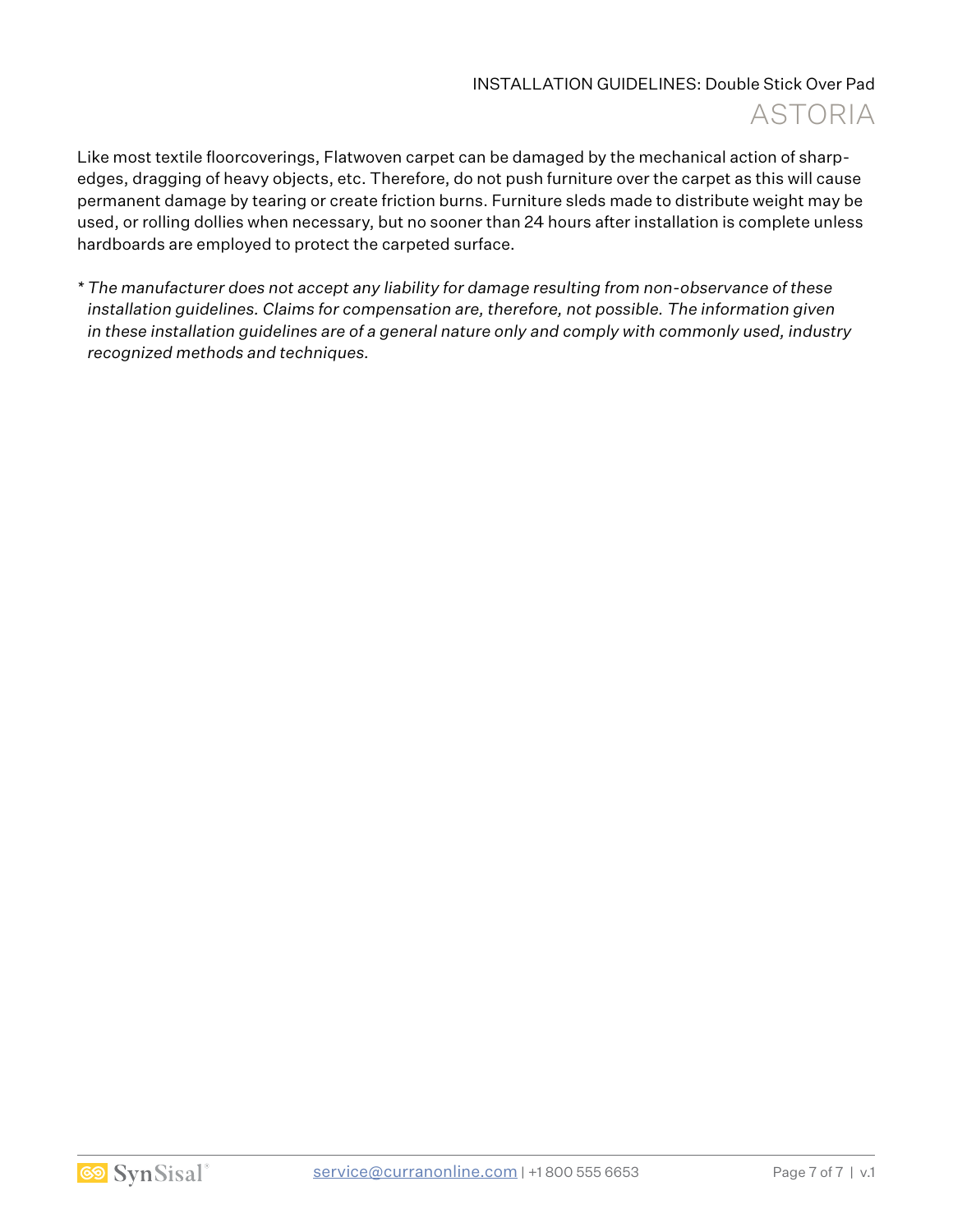Like most textile floorcoverings, Flatwoven carpet can be damaged by the mechanical action of sharp-edges, dragging of heavy objects, etc. Therefore, do not push furniture over the carpet as this will cause permanent damage by tearing or create friction burns. Furniture sleds made to distribute weight may be used, or rolling dollies when necessary, but no sooner than 24 hours after installation is complete unless hardboards are employed to protect the carpeted surface.

*\* The manufacturer does not accept any liability for damage resulting from non-observance of these installation guidelines. Claims for compensation are, therefore, not possible. The information given in these installation guidelines are of a general nature only and comply with commonly used, industry recognized methods and techniques.*